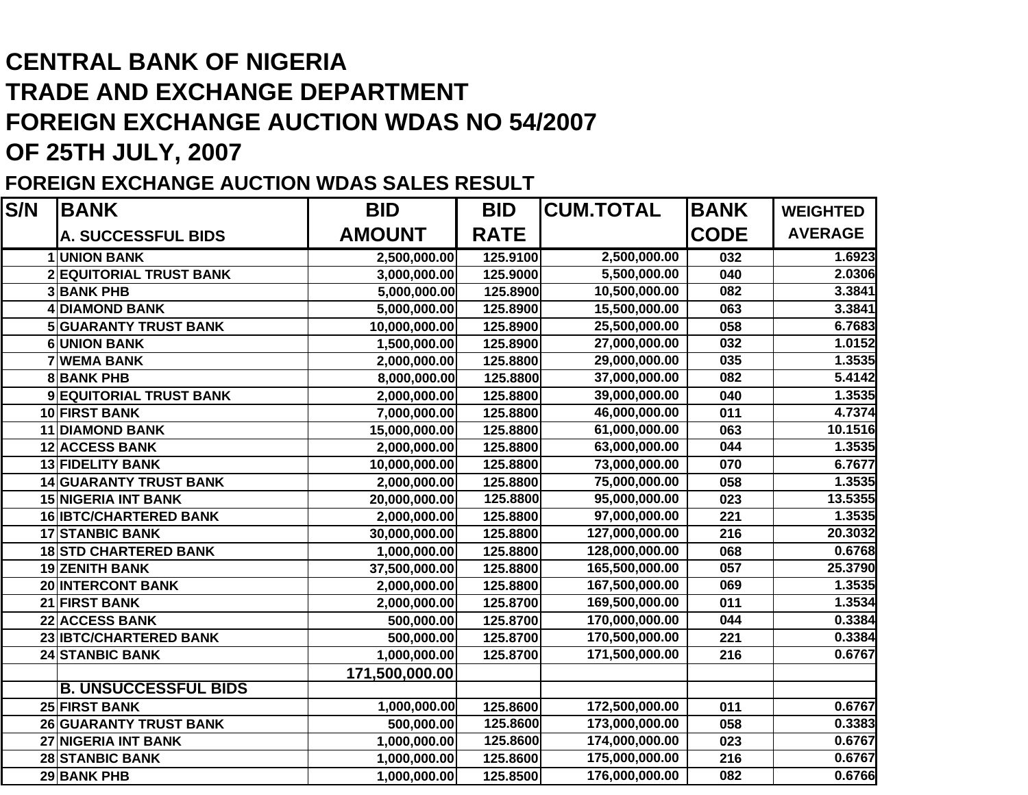# CENTRAL BANK OF NIGERIA

# TRADE AND EXCHANGE DEPARTMENT

# FOREIGN EXCHANGE AUCTION WDAS NO 54/2007

# OF 25TH JULY, 2007

## FOREIGN EXCHANGE AUCTION WDAS SALES RESULT

| S/N | BANK | BID AMOUNT | BID RATE | CUM.TOTAL | BANK CODE | WEIGHTED AVERAGE |
|---|---|---|---|---|---|---|
| | A. SUCCESSFUL BIDS | | | | | |
| 1 | UNION BANK | 2,500,000.00 | 125.9100 | 2,500,000.00 | 032 | 1.6923 |
| 2 | EQUITORIAL TRUST BANK | 3,000,000.00 | 125.9000 | 5,500,000.00 | 040 | 2.0306 |
| 3 | BANK PHB | 5,000,000.00 | 125.8900 | 10,500,000.00 | 082 | 3.3841 |
| 4 | DIAMOND BANK | 5,000,000.00 | 125.8900 | 15,500,000.00 | 063 | 3.3841 |
| 5 | GUARANTY TRUST BANK | 10,000,000.00 | 125.8900 | 25,500,000.00 | 058 | 6.7683 |
| 6 | UNION BANK | 1,500,000.00 | 125.8900 | 27,000,000.00 | 032 | 1.0152 |
| 7 | WEMA BANK | 2,000,000.00 | 125.8800 | 29,000,000.00 | 035 | 1.3535 |
| 8 | BANK PHB | 8,000,000.00 | 125.8800 | 37,000,000.00 | 082 | 5.4142 |
| 9 | EQUITORIAL TRUST BANK | 2,000,000.00 | 125.8800 | 39,000,000.00 | 040 | 1.3535 |
| 10 | FIRST BANK | 7,000,000.00 | 125.8800 | 46,000,000.00 | 011 | 4.7374 |
| 11 | DIAMOND BANK | 15,000,000.00 | 125.8800 | 61,000,000.00 | 063 | 10.1516 |
| 12 | ACCESS BANK | 2,000,000.00 | 125.8800 | 63,000,000.00 | 044 | 1.3535 |
| 13 | FIDELITY BANK | 10,000,000.00 | 125.8800 | 73,000,000.00 | 070 | 6.7677 |
| 14 | GUARANTY TRUST BANK | 2,000,000.00 | 125.8800 | 75,000,000.00 | 058 | 1.3535 |
| 15 | NIGERIA INT BANK | 20,000,000.00 | 125.8800 | 95,000,000.00 | 023 | 13.5355 |
| 16 | IBTC/CHARTERED BANK | 2,000,000.00 | 125.8800 | 97,000,000.00 | 221 | 1.3535 |
| 17 | STANBIC BANK | 30,000,000.00 | 125.8800 | 127,000,000.00 | 216 | 20.3032 |
| 18 | STD CHARTERED BANK | 1,000,000.00 | 125.8800 | 128,000,000.00 | 068 | 0.6768 |
| 19 | ZENITH BANK | 37,500,000.00 | 125.8800 | 165,500,000.00 | 057 | 25.3790 |
| 20 | INTERCONT BANK | 2,000,000.00 | 125.8800 | 167,500,000.00 | 069 | 1.3535 |
| 21 | FIRST BANK | 2,000,000.00 | 125.8700 | 169,500,000.00 | 011 | 1.3534 |
| 22 | ACCESS BANK | 500,000.00 | 125.8700 | 170,000,000.00 | 044 | 0.3384 |
| 23 | IBTC/CHARTERED BANK | 500,000.00 | 125.8700 | 170,500,000.00 | 221 | 0.3384 |
| 24 | STANBIC BANK | 1,000,000.00 | 125.8700 | 171,500,000.00 | 216 | 0.6767 |
| | | 171,500,000.00 | | | | |
| | B. UNSUCCESSFUL BIDS | | | | | |
| 25 | FIRST BANK | 1,000,000.00 | 125.8600 | 172,500,000.00 | 011 | 0.6767 |
| 26 | GUARANTY TRUST BANK | 500,000.00 | 125.8600 | 173,000,000.00 | 058 | 0.3383 |
| 27 | NIGERIA INT BANK | 1,000,000.00 | 125.8600 | 174,000,000.00 | 023 | 0.6767 |
| 28 | STANBIC BANK | 1,000,000.00 | 125.8600 | 175,000,000.00 | 216 | 0.6767 |
| 29 | BANK PHB | 1,000,000.00 | 125.8500 | 176,000,000.00 | 082 | 0.6766 |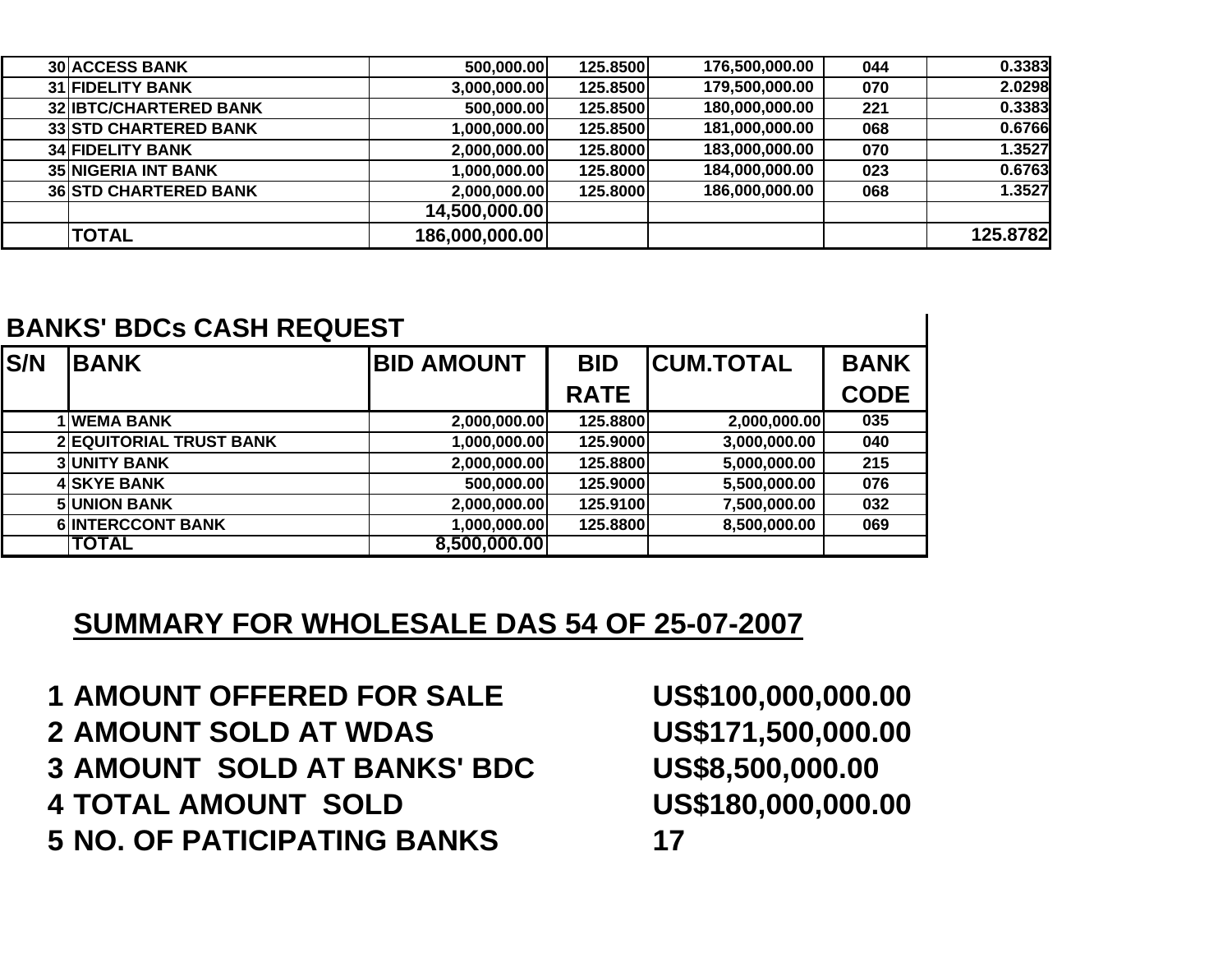| | | | | | | |
|---|---|---|---|---|---|---|
| 30 | ACCESS BANK | 500,000.00 | 125.8500 | 176,500,000.00 | 044 | 0.3383 |
| 31 | FIDELITY BANK | 3,000,000.00 | 125.8500 | 179,500,000.00 | 070 | 2.0298 |
| 32 | IBTC/CHARTERED BANK | 500,000.00 | 125.8500 | 180,000,000.00 | 221 | 0.3383 |
| 33 | STD CHARTERED BANK | 1,000,000.00 | 125.8500 | 181,000,000.00 | 068 | 0.6766 |
| 34 | FIDELITY BANK | 2,000,000.00 | 125.8000 | 183,000,000.00 | 070 | 1.3527 |
| 35 | NIGERIA INT BANK | 1,000,000.00 | 125.8000 | 184,000,000.00 | 023 | 0.6763 |
| 36 | STD CHARTERED BANK | 2,000,000.00 | 125.8000 | 186,000,000.00 | 068 | 1.3527 |
| | | 14,500,000.00 | | | | |
| | TOTAL | 186,000,000.00 | | | | 125.8782 |

## BANKS' BDCs CASH REQUEST

| S/N | BANK | BID AMOUNT | BID RATE | CUM.TOTAL | BANK CODE |
|---|---|---|---|---|---|
| 1 | WEMA BANK | 2,000,000.00 | 125.8800 | 2,000,000.00 | 035 |
| 2 | EQUITORIAL TRUST BANK | 1,000,000.00 | 125.9000 | 3,000,000.00 | 040 |
| 3 | UNITY BANK | 2,000,000.00 | 125.8800 | 5,000,000.00 | 215 |
| 4 | SKYE BANK | 500,000.00 | 125.9000 | 5,500,000.00 | 076 |
| 5 | UNION BANK | 2,000,000.00 | 125.9100 | 7,500,000.00 | 032 |
| 6 | INTERCCONT BANK | 1,000,000.00 | 125.8800 | 8,500,000.00 | 069 |
| | TOTAL | 8,500,000.00 | | | |

## SUMMARY FOR WHOLESALE DAS 54 OF 25-07-2007

| | | |
|---|---|---|
| 1 | AMOUNT OFFERED FOR SALE | US$100,000,000.00 |
| 2 | AMOUNT SOLD AT WDAS | US$171,500,000.00 |
| 3 | AMOUNT SOLD AT BANKS' BDC | US$8,500,000.00 |
| 4 | TOTAL AMOUNT SOLD | US$180,000,000.00 |
| 5 | NO. OF PATICIPATING BANKS | 17 |